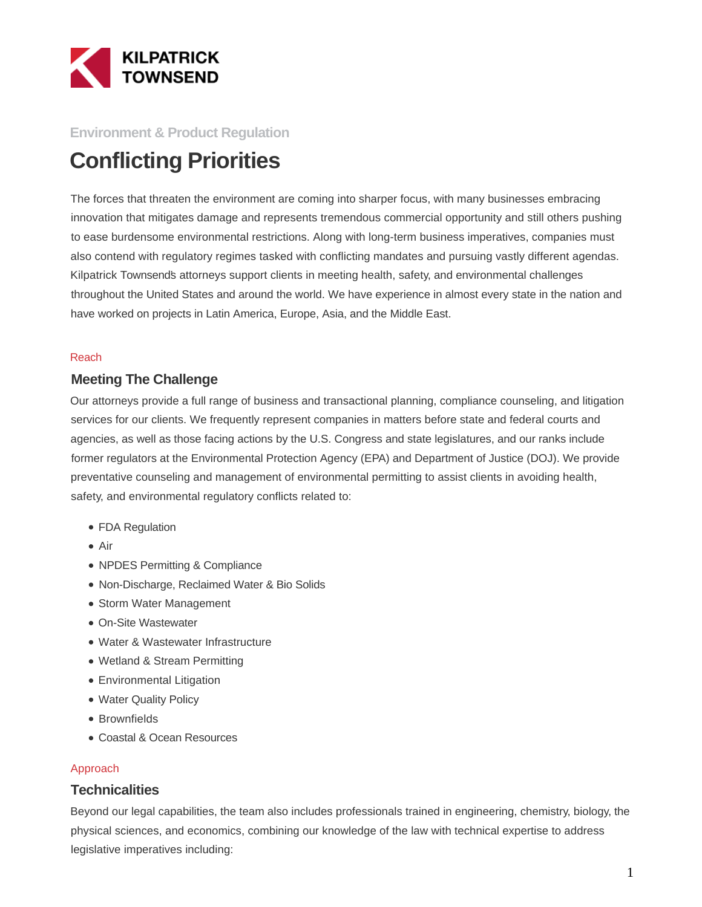KILPATRICK TOWNSEND

Environment & Product Regulation

# Conflicting Priorities

The forces that threaten the environment are coming into sharper focus, with many businesses embracing innovation that mitigates damage and represents tremendous commercial opportunity and still others pushing to ease burdensome environmental restrictions. Along with long-term business imperatives, companies must also contend with regulatory regimes tasked with conflicting mandates and pursuing vastly different agendas. Kilpatrick Townsend's attorneys support clients in meeting health, safety, and environmental challenges throughout the United States and around the world. We have experience in almost every state in the nation and have worked on projects in Latin America, Europe, Asia, and the Middle East.

Reach

## Meeting The Challenge

Our attorneys provide a full range of business and transactional planning, compliance counseling, and litigation services for our clients. We frequently represent companies in matters before state and federal courts and agencies, as well as those facing actions by the U.S. Congress and state legislatures, and our ranks include former regulators at the Environmental Protection Agency (EPA) and Department of Justice (DOJ). We provide preventative counseling and management of environmental permitting to assist clients in avoiding health, safety, and environmental regulatory conflicts related to:

- FDA Regulation
- Air
- NPDES Permitting & Compliance
- Non-Discharge, Reclaimed Water & Bio Solids
- Storm Water Management
- On-Site Wastewater
- Water & Wastewater Infrastructure
- Wetland & Stream Permitting
- Environmental Litigation
- Water Quality Policy
- Brownfields
- Coastal & Ocean Resources

Approach

## Technicalities

Beyond our legal capabilities, the team also includes professionals trained in engineering, chemistry, biology, the physical sciences, and economics, combining our knowledge of the law with technical expertise to address legislative imperatives including: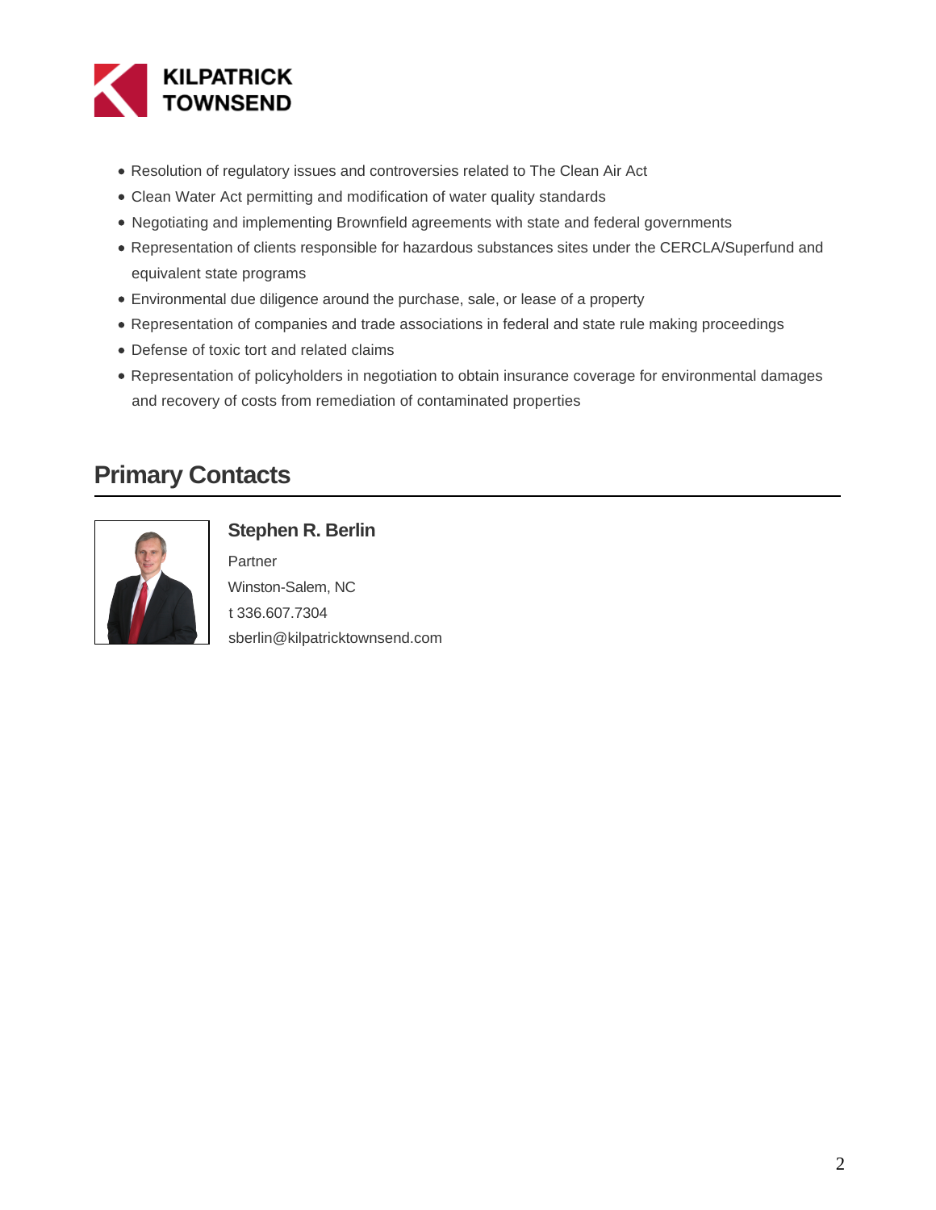- Resolution of regulatory issues and controversies related to The Clean Air Act
- Clean Water Act permitting and modification of water quality standards
- Negotiating and implementing Brownfield agreements with state and federal governments
- Representation of clients responsible for hazardous substances sites under the CERCLA/Superfund and equivalent state programs
- Environmental due diligence around the purchase, sale, or lease of a property
- Representation of companies and trade associations in federal and state rule making proceedings
- Defense of toxic tort and related claims
- Representation of policyholders in negotiation to obtain insurance coverage for environmental damages and recovery of costs from remediation of contaminated properties

## Primary Contacts

### Stephen R. Berlin

Partner

Winston-Salem, NC

t 336.607.7304

sberlin@kilpatricktownsend.com